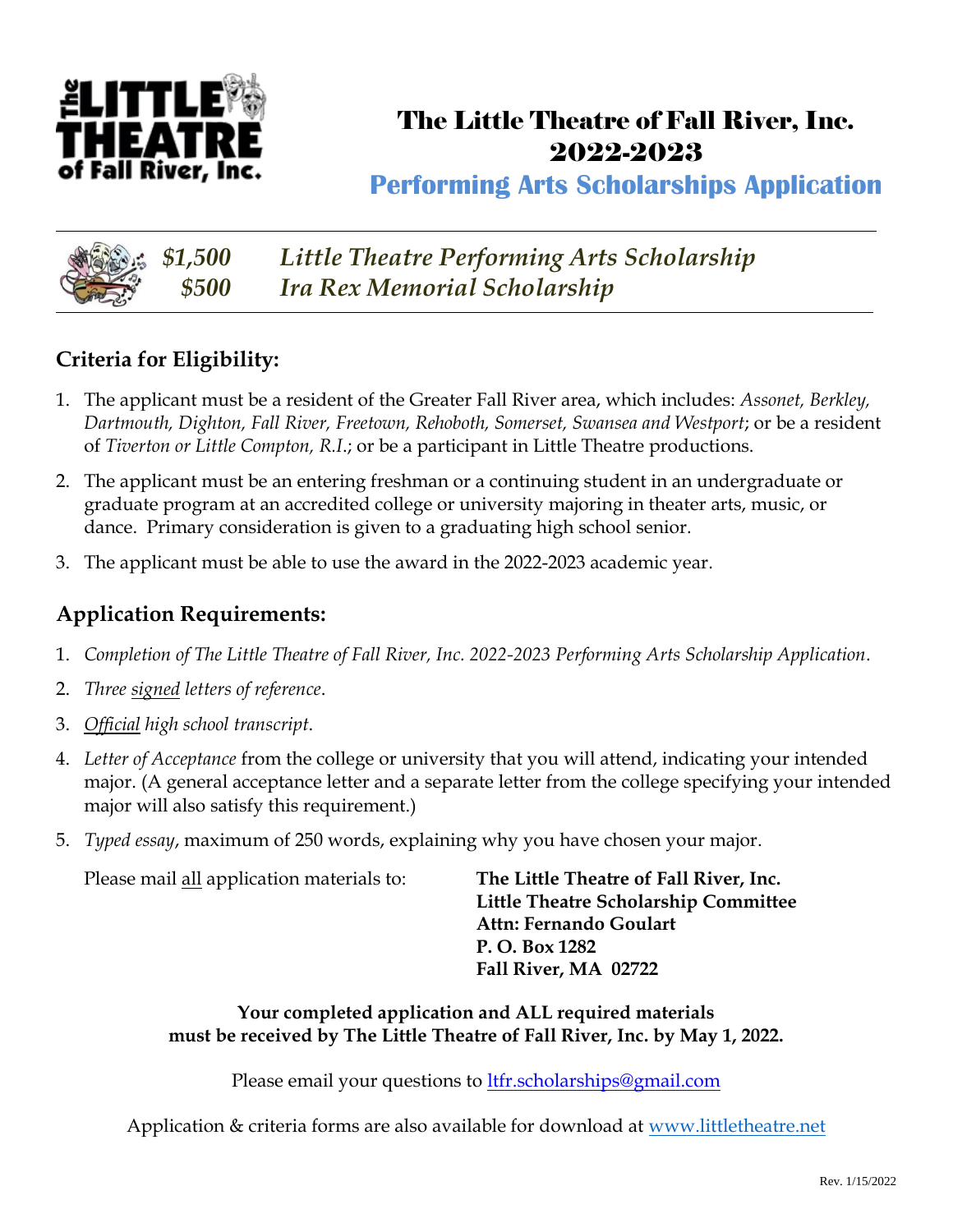# The Little Theatre of Fall River, Inc. 2022-2023

## Performing Arts Scholarships Application

***$1,500 Little Theatre Performing Arts Scholarship***
***$500 Ira Rex Memorial Scholarship***

### Criteria for Eligibility:

1. The applicant must be a resident of the Greater Fall River area, which includes: *Assonet, Berkley, Dartmouth, Dighton, Fall River, Freetown, Rehoboth, Somerset, Swansea and Westport*; or be a resident of *Tiverton or Little Compton, R.I.*; or be a participant in Little Theatre productions.
2. The applicant must be an entering freshman or a continuing student in an undergraduate or graduate program at an accredited college or university majoring in theater arts, music, or dance. Primary consideration is given to a graduating high school senior.
3. The applicant must be able to use the award in the 2022-2023 academic year.

### Application Requirements:

1. *Completion of The Little Theatre of Fall River, Inc. 2022-2023 Performing Arts Scholarship Application*.
2. *Three signed letters of reference*.
3. *Official high school transcript*.
4. *Letter of Acceptance* from the college or university that you will attend, indicating your intended major. (A general acceptance letter and a separate letter from the college specifying your intended major will also satisfy this requirement.)
5. *Typed essay*, maximum of 250 words, explaining why you have chosen your major.

Please mail all application materials to:

**The Little Theatre of Fall River, Inc.**
**Little Theatre Scholarship Committee**
**Attn: Fernando Goulart**
**P. O. Box 1282**
**Fall River, MA 02722**

**Your completed application and ALL required materials must be received by The Little Theatre of Fall River, Inc. by May 1, 2022.**

Please email your questions to ltfr.scholarships@gmail.com

Application & criteria forms are also available for download at www.littletheatre.net

Rev. 1/15/2022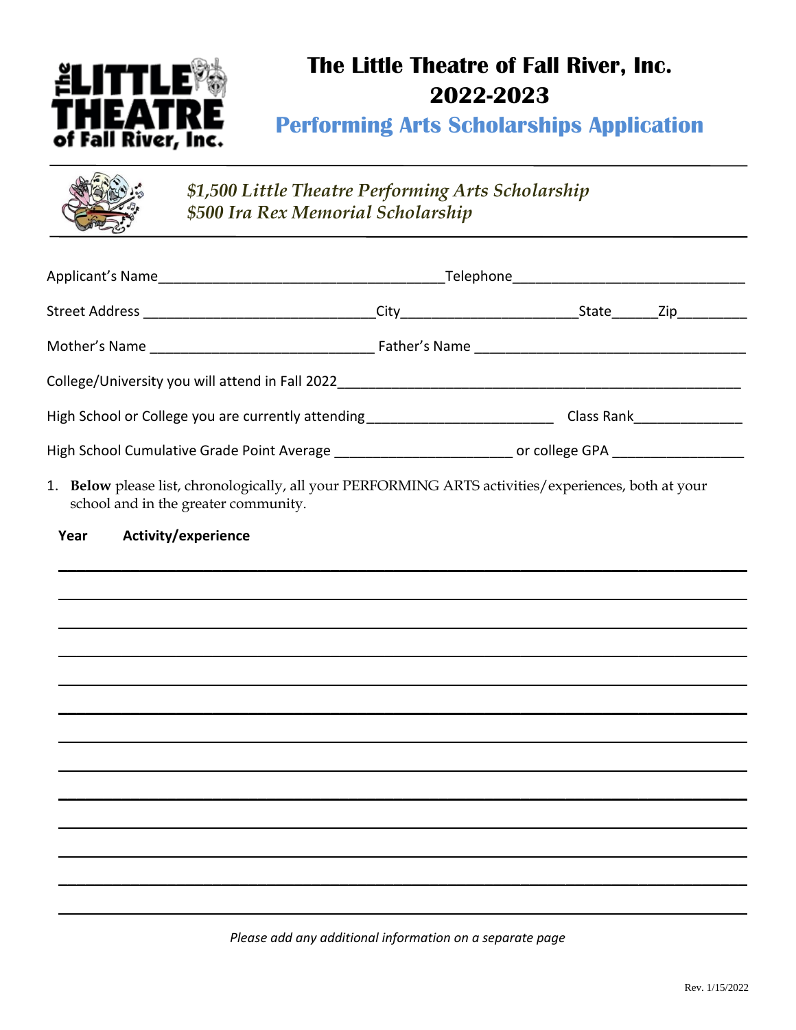# The Little Theatre of Fall River, Inc.
# 2022-2023
## Performing Arts Scholarships Application

*$1,500 Little Theatre Performing Arts Scholarship*
*$500 Ira Rex Memorial Scholarship*

Applicant's Name_____________________________________Telephone_____________________________

Street Address _____________________________City______________________State______Zip_________

Mother's Name _____________________________ Father's Name ___________________________________

College/University you will attend in Fall 2022____________________________________________________

High School or College you are currently attending________________________ Class Rank______________

High School Cumulative Grade Point Average ______________________ or college GPA ________________

1. **Below** please list, chronologically, all your PERFORMING ARTS activities/experiences, both at your school and in the greater community.

**Year** **Activity/experience**

_______________________________________________________________________________

_______________________________________________________________________________

_______________________________________________________________________________

_______________________________________________________________________________

_______________________________________________________________________________

_______________________________________________________________________________

_______________________________________________________________________________

_______________________________________________________________________________

_______________________________________________________________________________

_______________________________________________________________________________

_______________________________________________________________________________

_______________________________________________________________________________

_______________________________________________________________________________

*Please add any additional information on a separate page*

Rev. 1/15/2022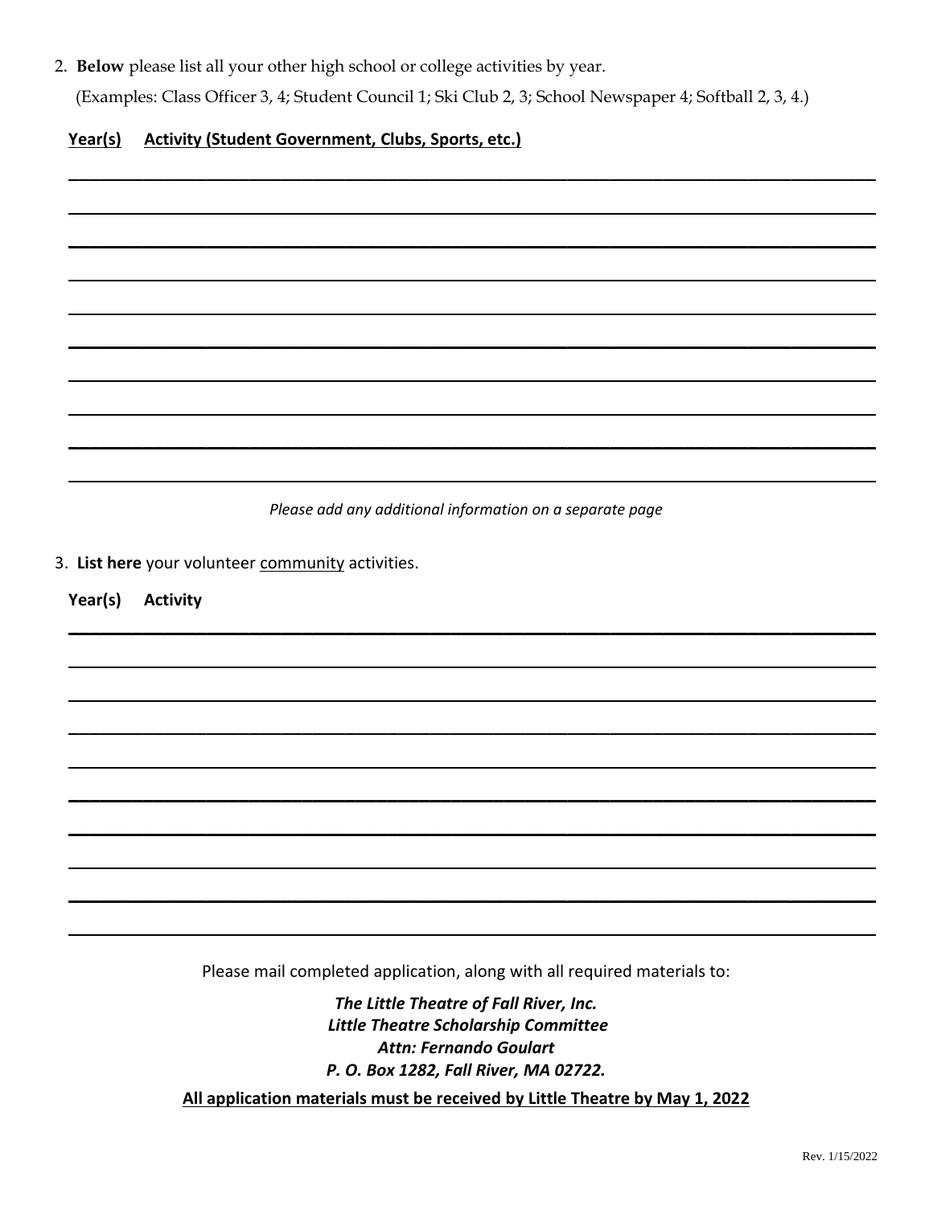2. **Below** please list all your other high school or college activities by year.
   (Examples: Class Officer 3, 4; Student Council 1; Ski Club 2, 3; School Newspaper 4; Softball 2, 3, 4.)

**<u>Year(s)</u>** **<u>Activity (Student Government, Clubs, Sports, etc.)</u>**

______________________________________________________________________________

______________________________________________________________________________

______________________________________________________________________________

______________________________________________________________________________

______________________________________________________________________________

______________________________________________________________________________

______________________________________________________________________________

______________________________________________________________________________

______________________________________________________________________________

______________________________________________________________________________

*Please add any additional information on a separate page*

3. **List here** your volunteer <u>community</u> activities.

**Year(s)** **Activity**

______________________________________________________________________________

______________________________________________________________________________

______________________________________________________________________________

______________________________________________________________________________

______________________________________________________________________________

______________________________________________________________________________

______________________________________________________________________________

______________________________________________________________________________

______________________________________________________________________________

______________________________________________________________________________

Please mail completed application, along with all required materials to:

***The Little Theatre of Fall River, Inc.***
***Little Theatre Scholarship Committee***
***Attn: Fernando Goulart***
***P. O. Box 1282, Fall River, MA 02722.***

**<u>All application materials must be received by Little Theatre by May 1, 2022</u>**

Rev. 1/15/2022